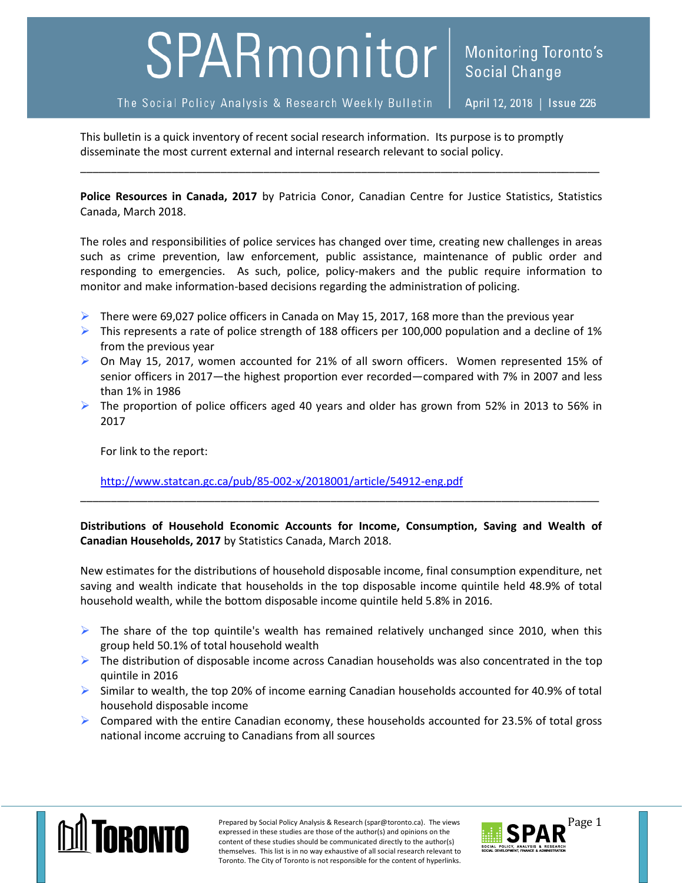# SPARmonitor

The Social Policy Analysis & Research Weekly Bulletin

Monitoring Toronto's Social Change

April 12, 2018 | Issue 226

This bulletin is a quick inventory of recent social research information. Its purpose is to promptly disseminate the most current external and internal research relevant to social policy.

---

**Police Resources in Canada, 2017** by Patricia Conor, Canadian Centre for Justice Statistics, Statistics Canada, March 2018.

The roles and responsibilities of police services has changed over time, creating new challenges in areas such as crime prevention, law enforcement, public assistance, maintenance of public order and responding to emergencies. As such, police, policy-makers and the public require information to monitor and make information-based decisions regarding the administration of policing.

- There were 69,027 police officers in Canada on May 15, 2017, 168 more than the previous year
- This represents a rate of police strength of 188 officers per 100,000 population and a decline of 1% from the previous year
- On May 15, 2017, women accounted for 21% of all sworn officers. Women represented 15% of senior officers in 2017—the highest proportion ever recorded—compared with 7% in 2007 and less than 1% in 1986
- The proportion of police officers aged 40 years and older has grown from 52% in 2013 to 56% in 2017

For link to the report:

http://www.statcan.gc.ca/pub/85-002-x/2018001/article/54912-eng.pdf

---

**Distributions of Household Economic Accounts for Income, Consumption, Saving and Wealth of Canadian Households, 2017** by Statistics Canada, March 2018.

New estimates for the distributions of household disposable income, final consumption expenditure, net saving and wealth indicate that households in the top disposable income quintile held 48.9% of total household wealth, while the bottom disposable income quintile held 5.8% in 2016.

- The share of the top quintile's wealth has remained relatively unchanged since 2010, when this group held 50.1% of total household wealth
- The distribution of disposable income across Canadian households was also concentrated in the top quintile in 2016
- Similar to wealth, the top 20% of income earning Canadian households accounted for 40.9% of total household disposable income
- Compared with the entire Canadian economy, these households accounted for 23.5% of total gross national income accruing to Canadians from all sources

Prepared by Social Policy Analysis & Research (spar@toronto.ca). The views expressed in these studies are those of the author(s) and opinions on the content of these studies should be communicated directly to the author(s) themselves. This list is in no way exhaustive of all social research relevant to Toronto. The City of Toronto is not responsible for the content of hyperlinks.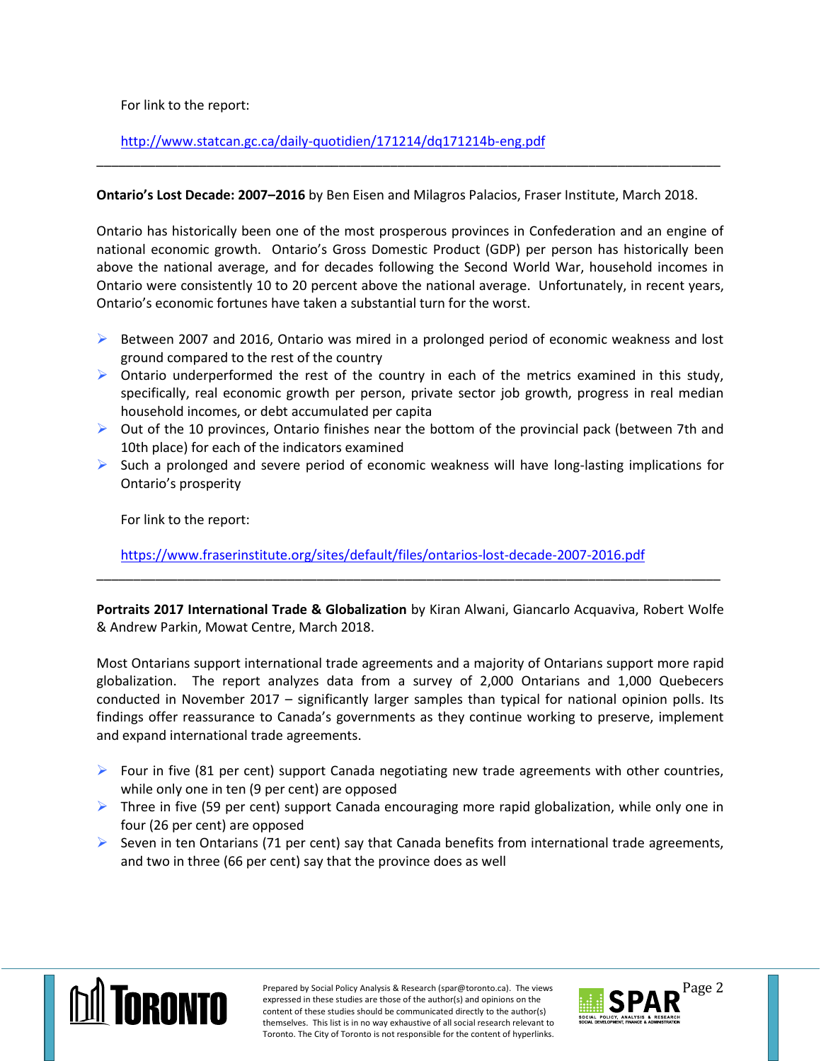For link to the report:

http://www.statcan.gc.ca/daily-quotidien/171214/dq171214b-eng.pdf

---

**Ontario's Lost Decade: 2007–2016** by Ben Eisen and Milagros Palacios, Fraser Institute, March 2018.

Ontario has historically been one of the most prosperous provinces in Confederation and an engine of national economic growth. Ontario's Gross Domestic Product (GDP) per person has historically been above the national average, and for decades following the Second World War, household incomes in Ontario were consistently 10 to 20 percent above the national average. Unfortunately, in recent years, Ontario's economic fortunes have taken a substantial turn for the worst.

- Between 2007 and 2016, Ontario was mired in a prolonged period of economic weakness and lost ground compared to the rest of the country
- Ontario underperformed the rest of the country in each of the metrics examined in this study, specifically, real economic growth per person, private sector job growth, progress in real median household incomes, or debt accumulated per capita
- Out of the 10 provinces, Ontario finishes near the bottom of the provincial pack (between 7th and 10th place) for each of the indicators examined
- Such a prolonged and severe period of economic weakness will have long-lasting implications for Ontario's prosperity

For link to the report:

https://www.fraserinstitute.org/sites/default/files/ontarios-lost-decade-2007-2016.pdf

---

**Portraits 2017 International Trade & Globalization** by Kiran Alwani, Giancarlo Acquaviva, Robert Wolfe & Andrew Parkin, Mowat Centre, March 2018.

Most Ontarians support international trade agreements and a majority of Ontarians support more rapid globalization. The report analyzes data from a survey of 2,000 Ontarians and 1,000 Quebecers conducted in November 2017 – significantly larger samples than typical for national opinion polls. Its findings offer reassurance to Canada's governments as they continue working to preserve, implement and expand international trade agreements.

- Four in five (81 per cent) support Canada negotiating new trade agreements with other countries, while only one in ten (9 per cent) are opposed
- Three in five (59 per cent) support Canada encouraging more rapid globalization, while only one in four (26 per cent) are opposed
- Seven in ten Ontarians (71 per cent) say that Canada benefits from international trade agreements, and two in three (66 per cent) say that the province does as well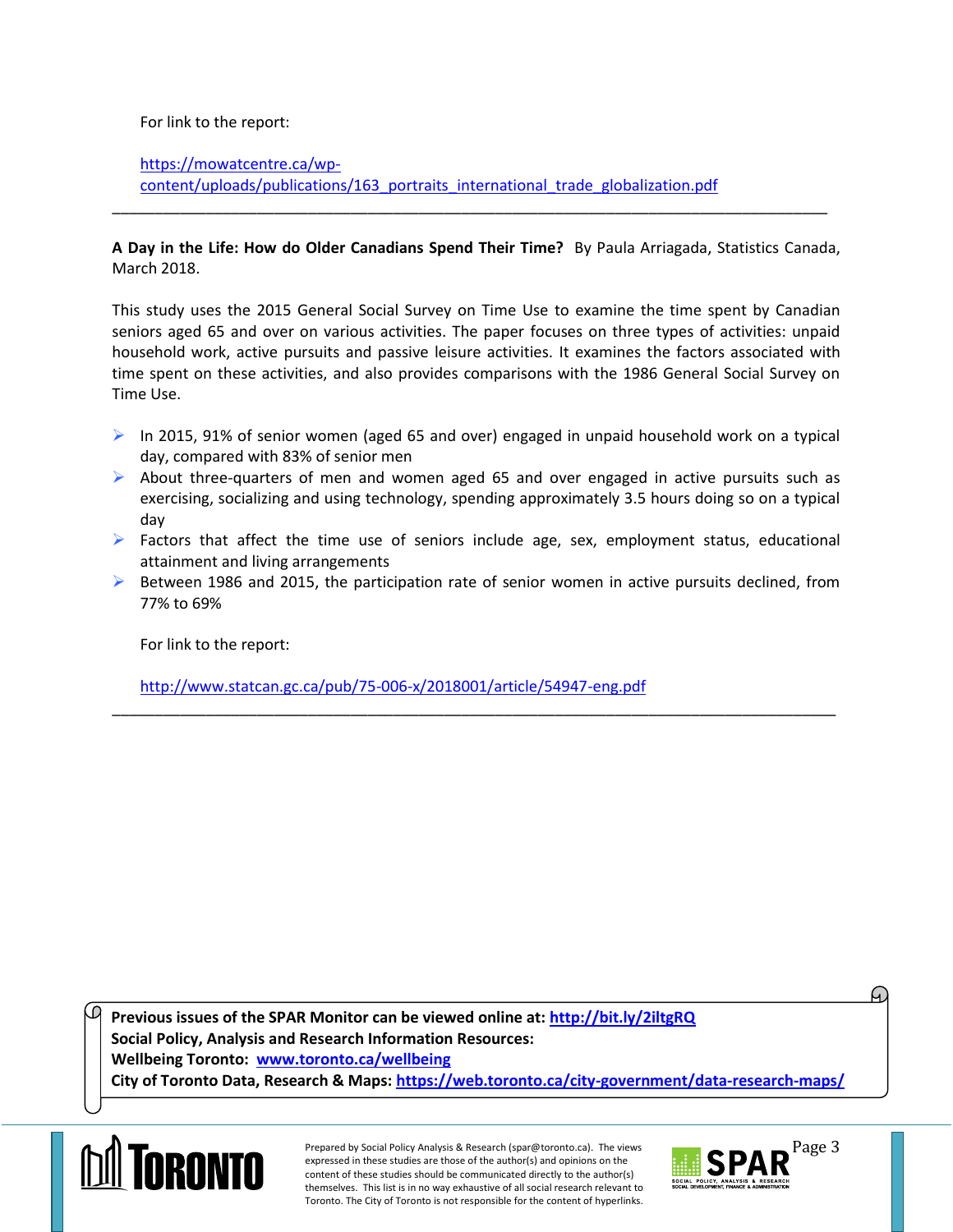For link to the report:

https://mowatcentre.ca/wp-content/uploads/publications/163_portraits_international_trade_globalization.pdf

---

**A Day in the Life: How do Older Canadians Spend Their Time?** By Paula Arriagada, Statistics Canada, March 2018.

This study uses the 2015 General Social Survey on Time Use to examine the time spent by Canadian seniors aged 65 and over on various activities. The paper focuses on three types of activities: unpaid household work, active pursuits and passive leisure activities. It examines the factors associated with time spent on these activities, and also provides comparisons with the 1986 General Social Survey on Time Use.

- In 2015, 91% of senior women (aged 65 and over) engaged in unpaid household work on a typical day, compared with 83% of senior men
- About three-quarters of men and women aged 65 and over engaged in active pursuits such as exercising, socializing and using technology, spending approximately 3.5 hours doing so on a typical day
- Factors that affect the time use of seniors include age, sex, employment status, educational attainment and living arrangements
- Between 1986 and 2015, the participation rate of senior women in active pursuits declined, from 77% to 69%

For link to the report:

http://www.statcan.gc.ca/pub/75-006-x/2018001/article/54947-eng.pdf

---

**Previous issues of the SPAR Monitor can be viewed online at: http://bit.ly/2iltgRQ**
**Social Policy, Analysis and Research Information Resources:**
**Wellbeing Toronto: www.toronto.ca/wellbeing**
**City of Toronto Data, Research & Maps: https://web.toronto.ca/city-government/data-research-maps/**

Prepared by Social Policy Analysis & Research (spar@toronto.ca). The views expressed in these studies are those of the author(s) and opinions on the content of these studies should be communicated directly to the author(s) themselves. This list is in no way exhaustive of all social research relevant to Toronto. The City of Toronto is not responsible for the content of hyperlinks.